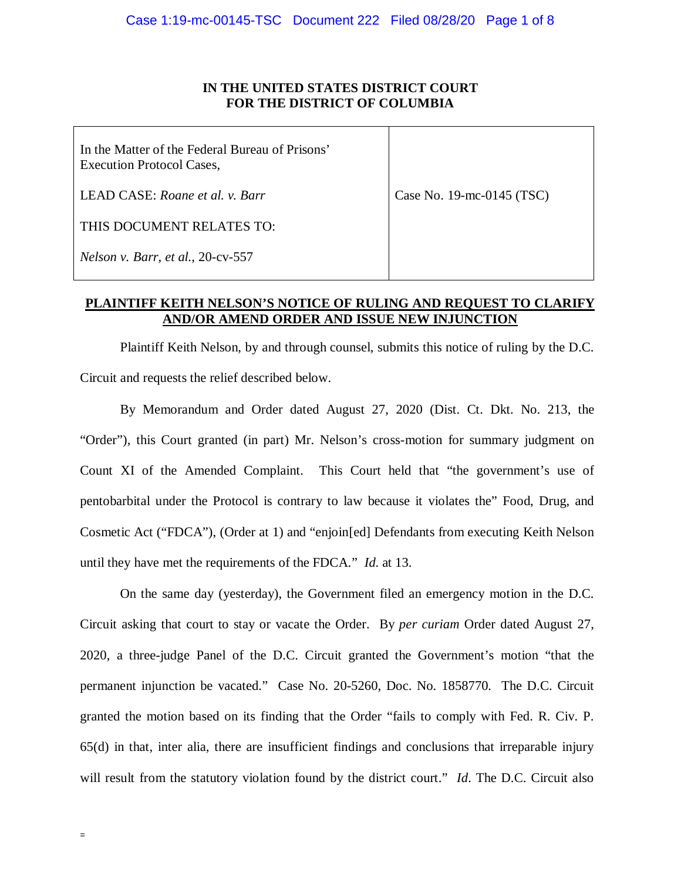**IN THE UNITED STATES DISTRICT COURT**
**FOR THE DISTRICT OF COLUMBIA**

| | |
|---|---|
| In the Matter of the Federal Bureau of Prisons' Execution Protocol Cases,<br><br>LEAD CASE: *Roane et al. v. Barr*<br><br>THIS DOCUMENT RELATES TO:<br><br>*Nelson v. Barr, et al.*, 20-cv-557 | Case No. 19-mc-0145 (TSC) |

**PLAINTIFF KEITH NELSON'S NOTICE OF RULING AND REQUEST TO CLARIFY AND/OR AMEND ORDER AND ISSUE NEW INJUNCTION**

Plaintiff Keith Nelson, by and through counsel, submits this notice of ruling by the D.C. Circuit and requests the relief described below.

By Memorandum and Order dated August 27, 2020 (Dist. Ct. Dkt. No. 213, the "Order"), this Court granted (in part) Mr. Nelson's cross-motion for summary judgment on Count XI of the Amended Complaint. This Court held that "the government's use of pentobarbital under the Protocol is contrary to law because it violates the" Food, Drug, and Cosmetic Act ("FDCA"), (Order at 1) and "enjoin[ed] Defendants from executing Keith Nelson until they have met the requirements of the FDCA." *Id.* at 13.

On the same day (yesterday), the Government filed an emergency motion in the D.C. Circuit asking that court to stay or vacate the Order. By *per curiam* Order dated August 27, 2020, a three-judge Panel of the D.C. Circuit granted the Government's motion "that the permanent injunction be vacated." Case No. 20-5260, Doc. No. 1858770. The D.C. Circuit granted the motion based on its finding that the Order "fails to comply with Fed. R. Civ. P. 65(d) in that, inter alia, there are insufficient findings and conclusions that irreparable injury will result from the statutory violation found by the district court." *Id*. The D.C. Circuit also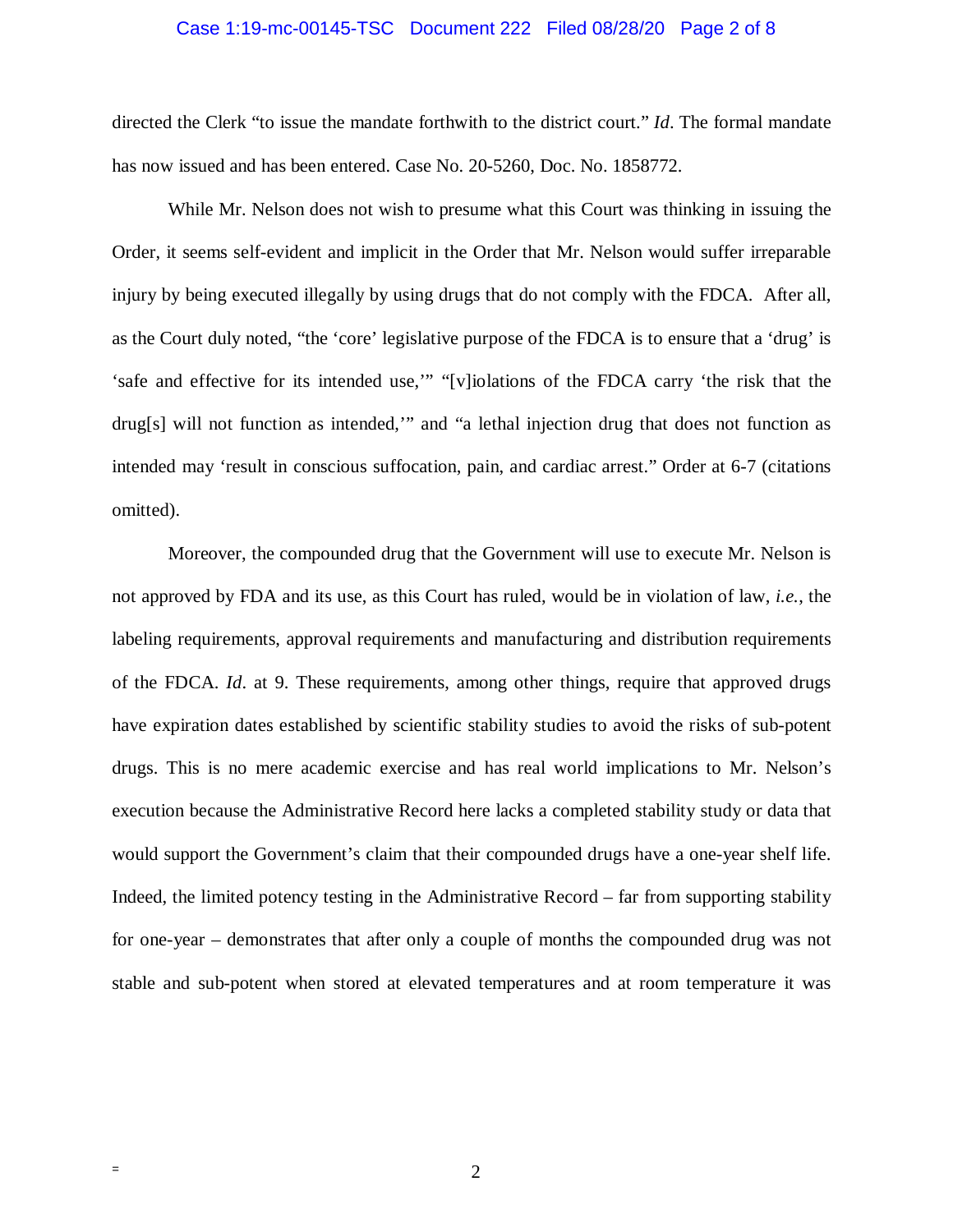directed the Clerk "to issue the mandate forthwith to the district court." *Id*. The formal mandate has now issued and has been entered. Case No. 20-5260, Doc. No. 1858772.

While Mr. Nelson does not wish to presume what this Court was thinking in issuing the Order, it seems self-evident and implicit in the Order that Mr. Nelson would suffer irreparable injury by being executed illegally by using drugs that do not comply with the FDCA. After all, as the Court duly noted, "the 'core' legislative purpose of the FDCA is to ensure that a 'drug' is 'safe and effective for its intended use,'" "[v]iolations of the FDCA carry 'the risk that the drug[s] will not function as intended,'" and "a lethal injection drug that does not function as intended may 'result in conscious suffocation, pain, and cardiac arrest." Order at 6-7 (citations omitted).

Moreover, the compounded drug that the Government will use to execute Mr. Nelson is not approved by FDA and its use, as this Court has ruled, would be in violation of law, *i.e.*, the labeling requirements, approval requirements and manufacturing and distribution requirements of the FDCA. *Id*. at 9. These requirements, among other things, require that approved drugs have expiration dates established by scientific stability studies to avoid the risks of sub-potent drugs. This is no mere academic exercise and has real world implications to Mr. Nelson's execution because the Administrative Record here lacks a completed stability study or data that would support the Government's claim that their compounded drugs have a one-year shelf life. Indeed, the limited potency testing in the Administrative Record – far from supporting stability for one-year – demonstrates that after only a couple of months the compounded drug was not stable and sub-potent when stored at elevated temperatures and at room temperature it was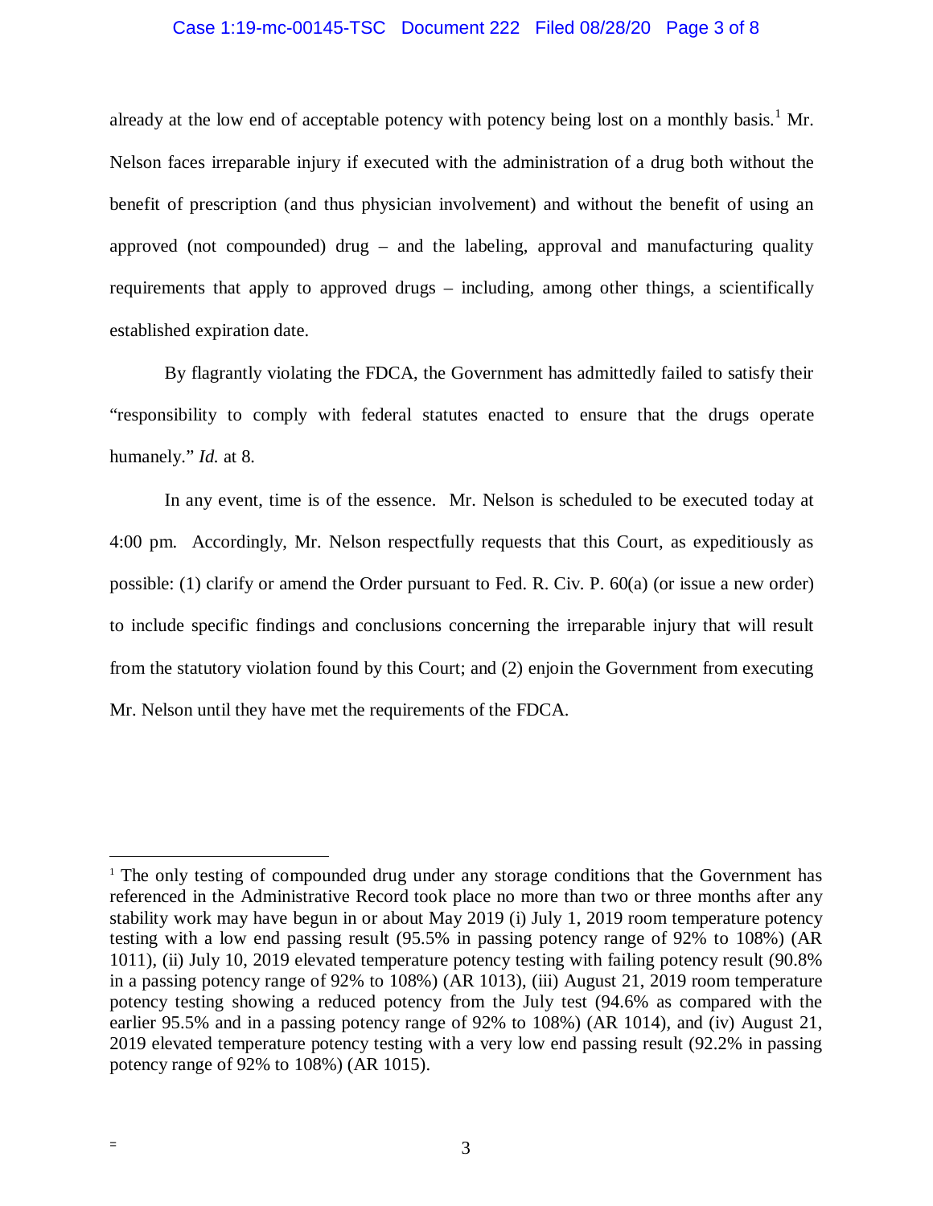already at the low end of acceptable potency with potency being lost on a monthly basis.[1] Mr. Nelson faces irreparable injury if executed with the administration of a drug both without the benefit of prescription (and thus physician involvement) and without the benefit of using an approved (not compounded) drug – and the labeling, approval and manufacturing quality requirements that apply to approved drugs – including, among other things, a scientifically established expiration date.

By flagrantly violating the FDCA, the Government has admittedly failed to satisfy their "responsibility to comply with federal statutes enacted to ensure that the drugs operate humanely." *Id.* at 8.

In any event, time is of the essence. Mr. Nelson is scheduled to be executed today at 4:00 pm. Accordingly, Mr. Nelson respectfully requests that this Court, as expeditiously as possible: (1) clarify or amend the Order pursuant to Fed. R. Civ. P. 60(a) (or issue a new order) to include specific findings and conclusions concerning the irreparable injury that will result from the statutory violation found by this Court; and (2) enjoin the Government from executing Mr. Nelson until they have met the requirements of the FDCA.

---

[1] The only testing of compounded drug under any storage conditions that the Government has referenced in the Administrative Record took place no more than two or three months after any stability work may have begun in or about May 2019 (i) July 1, 2019 room temperature potency testing with a low end passing result (95.5% in passing potency range of 92% to 108%) (AR 1011), (ii) July 10, 2019 elevated temperature potency testing with failing potency result (90.8% in a passing potency range of 92% to 108%) (AR 1013), (iii) August 21, 2019 room temperature potency testing showing a reduced potency from the July test (94.6% as compared with the earlier 95.5% and in a passing potency range of 92% to 108%) (AR 1014), and (iv) August 21, 2019 elevated temperature potency testing with a very low end passing result (92.2% in passing potency range of 92% to 108%) (AR 1015).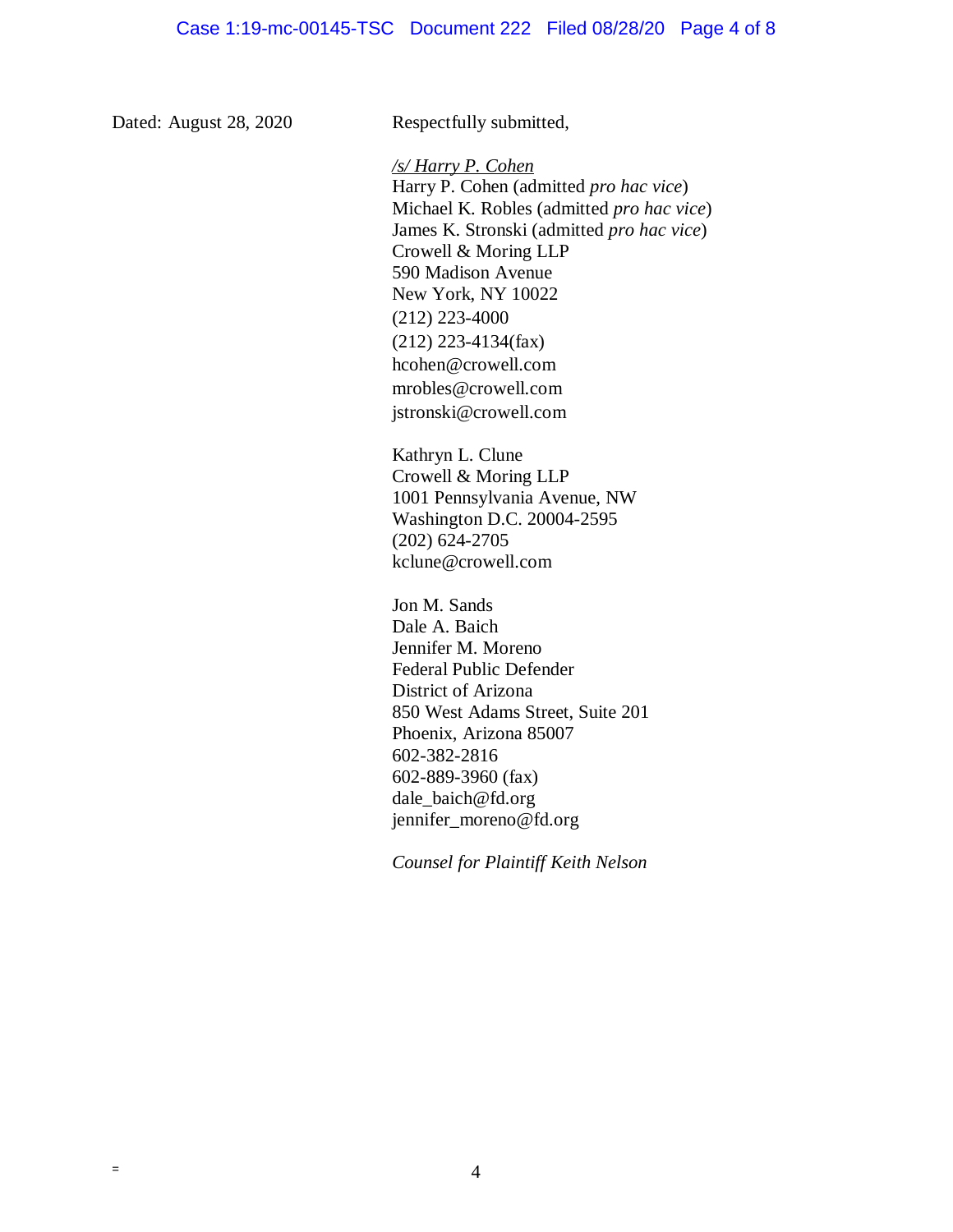Dated: August 28, 2020

Respectfully submitted,

*/s/ Harry P. Cohen*
Harry P. Cohen (admitted *pro hac vice*)
Michael K. Robles (admitted *pro hac vice*)
James K. Stronski (admitted *pro hac vice*)
Crowell & Moring LLP
590 Madison Avenue
New York, NY 10022
(212) 223-4000
(212) 223-4134(fax)
hcohen@crowell.com
mrobles@crowell.com
jstronski@crowell.com

Kathryn L. Clune
Crowell & Moring LLP
1001 Pennsylvania Avenue, NW
Washington D.C. 20004-2595
(202) 624-2705
kclune@crowell.com

Jon M. Sands
Dale A. Baich
Jennifer M. Moreno
Federal Public Defender
District of Arizona
850 West Adams Street, Suite 201
Phoenix, Arizona 85007
602-382-2816
602-889-3960 (fax)
dale_baich@fd.org
jennifer_moreno@fd.org

*Counsel for Plaintiff Keith Nelson*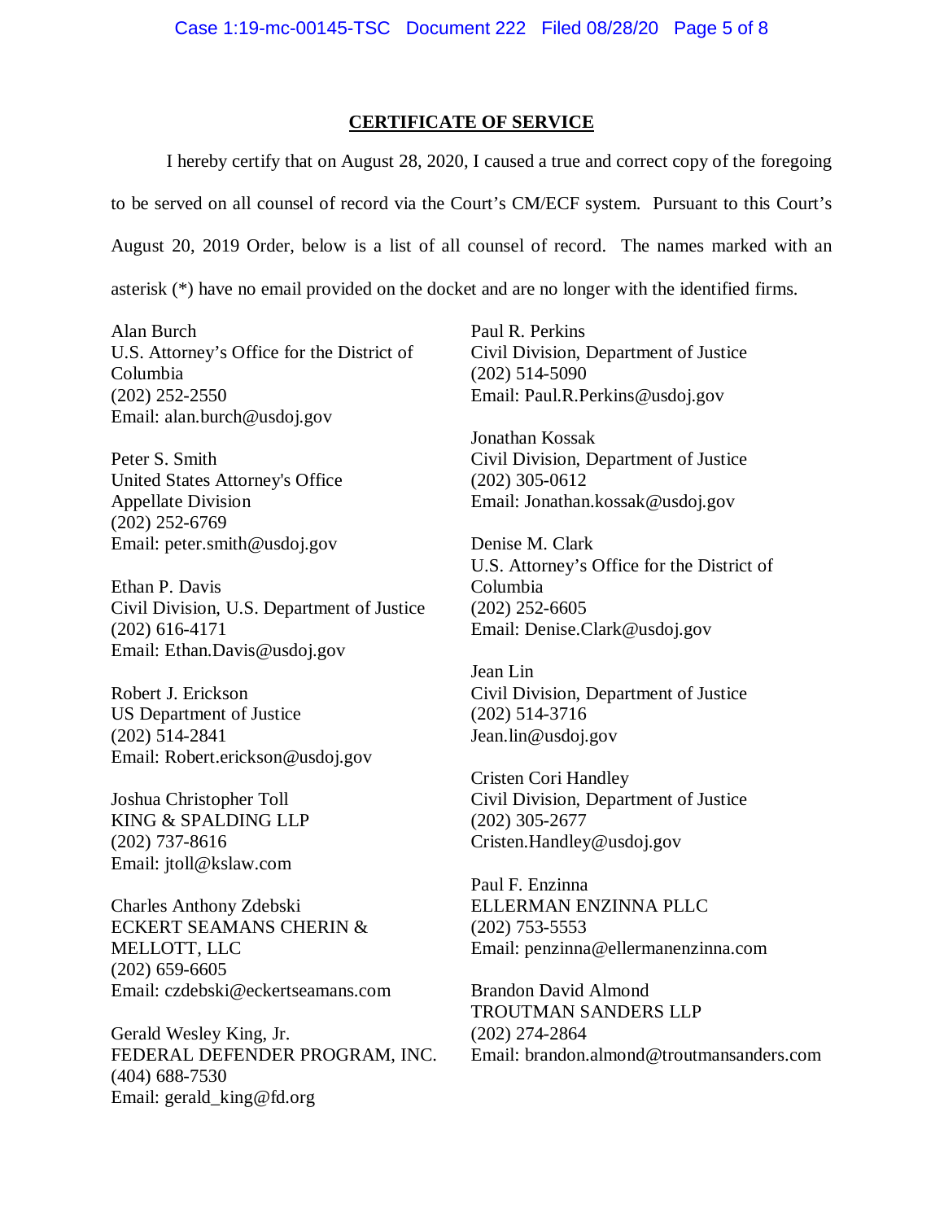## CERTIFICATE OF SERVICE

I hereby certify that on August 28, 2020, I caused a true and correct copy of the foregoing to be served on all counsel of record via the Court's CM/ECF system. Pursuant to this Court's August 20, 2019 Order, below is a list of all counsel of record. The names marked with an asterisk (*) have no email provided on the docket and are no longer with the identified firms.

Alan Burch
U.S. Attorney's Office for the District of Columbia
(202) 252-2550
Email: alan.burch@usdoj.gov

Peter S. Smith
United States Attorney's Office
Appellate Division
(202) 252-6769
Email: peter.smith@usdoj.gov

Ethan P. Davis
Civil Division, U.S. Department of Justice
(202) 616-4171
Email: Ethan.Davis@usdoj.gov

Robert J. Erickson
US Department of Justice
(202) 514-2841
Email: Robert.erickson@usdoj.gov

Joshua Christopher Toll
KING & SPALDING LLP
(202) 737-8616
Email: jtoll@kslaw.com

Charles Anthony Zdebski
ECKERT SEAMANS CHERIN & MELLOTT, LLC
(202) 659-6605
Email: czdebski@eckertseamans.com

Gerald Wesley King, Jr.
FEDERAL DEFENDER PROGRAM, INC.
(404) 688-7530
Email: gerald_king@fd.org

Paul R. Perkins
Civil Division, Department of Justice
(202) 514-5090
Email: Paul.R.Perkins@usdoj.gov

Jonathan Kossak
Civil Division, Department of Justice
(202) 305-0612
Email: Jonathan.kossak@usdoj.gov

Denise M. Clark
U.S. Attorney's Office for the District of Columbia
(202) 252-6605
Email: Denise.Clark@usdoj.gov

Jean Lin
Civil Division, Department of Justice
(202) 514-3716
Jean.lin@usdoj.gov

Cristen Cori Handley
Civil Division, Department of Justice
(202) 305-2677
Cristen.Handley@usdoj.gov

Paul F. Enzinna
ELLERMAN ENZINNA PLLC
(202) 753-5553
Email: penzinna@ellermanenzinna.com

Brandon David Almond
TROUTMAN SANDERS LLP
(202) 274-2864
Email: brandon.almond@troutmansanders.com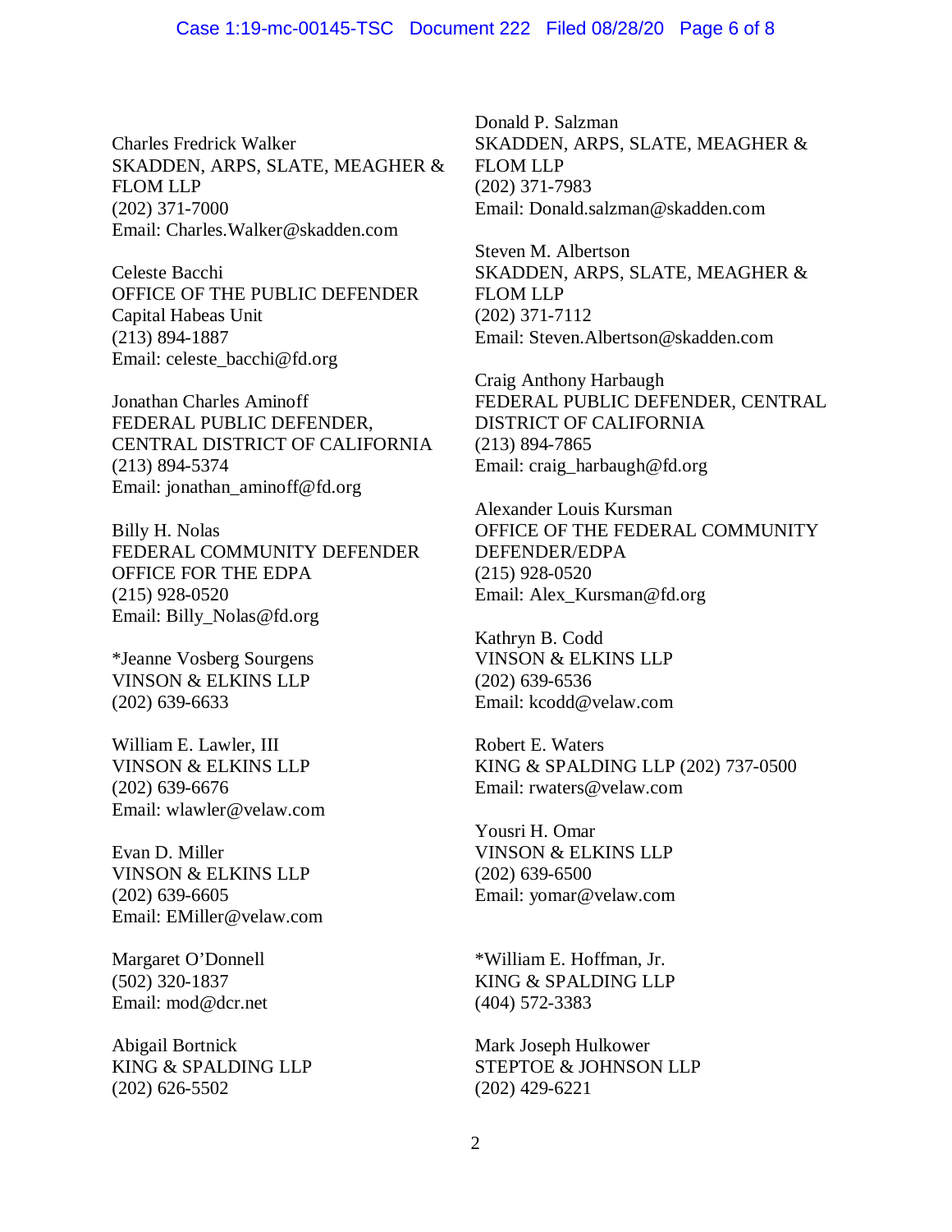Charles Fredrick Walker
SKADDEN, ARPS, SLATE, MEAGHER & FLOM LLP
(202) 371-7000
Email: Charles.Walker@skadden.com

Celeste Bacchi
OFFICE OF THE PUBLIC DEFENDER
Capital Habeas Unit
(213) 894-1887
Email: celeste_bacchi@fd.org

Jonathan Charles Aminoff
FEDERAL PUBLIC DEFENDER, CENTRAL DISTRICT OF CALIFORNIA
(213) 894-5374
Email: jonathan_aminoff@fd.org

Billy H. Nolas
FEDERAL COMMUNITY DEFENDER OFFICE FOR THE EDPA
(215) 928-0520
Email: Billy_Nolas@fd.org

*Jeanne Vosberg Sourgens
VINSON & ELKINS LLP
(202) 639-6633

William E. Lawler, III
VINSON & ELKINS LLP
(202) 639-6676
Email: wlawler@velaw.com

Evan D. Miller
VINSON & ELKINS LLP
(202) 639-6605
Email: EMiller@velaw.com

Margaret O'Donnell
(502) 320-1837
Email: mod@dcr.net

Abigail Bortnick
KING & SPALDING LLP
(202) 626-5502

Donald P. Salzman
SKADDEN, ARPS, SLATE, MEAGHER & FLOM LLP
(202) 371-7983
Email: Donald.salzman@skadden.com

Steven M. Albertson
SKADDEN, ARPS, SLATE, MEAGHER & FLOM LLP
(202) 371-7112
Email: Steven.Albertson@skadden.com

Craig Anthony Harbaugh
FEDERAL PUBLIC DEFENDER, CENTRAL DISTRICT OF CALIFORNIA
(213) 894-7865
Email: craig_harbaugh@fd.org

Alexander Louis Kursman
OFFICE OF THE FEDERAL COMMUNITY DEFENDER/EDPA
(215) 928-0520
Email: Alex_Kursman@fd.org

Kathryn B. Codd
VINSON & ELKINS LLP
(202) 639-6536
Email: kcodd@velaw.com

Robert E. Waters
KING & SPALDING LLP (202) 737-0500
Email: rwaters@velaw.com

Yousri H. Omar
VINSON & ELKINS LLP
(202) 639-6500
Email: yomar@velaw.com

*William E. Hoffman, Jr.
KING & SPALDING LLP
(404) 572-3383

Mark Joseph Hulkower
STEPTOE & JOHNSON LLP
(202) 429-6221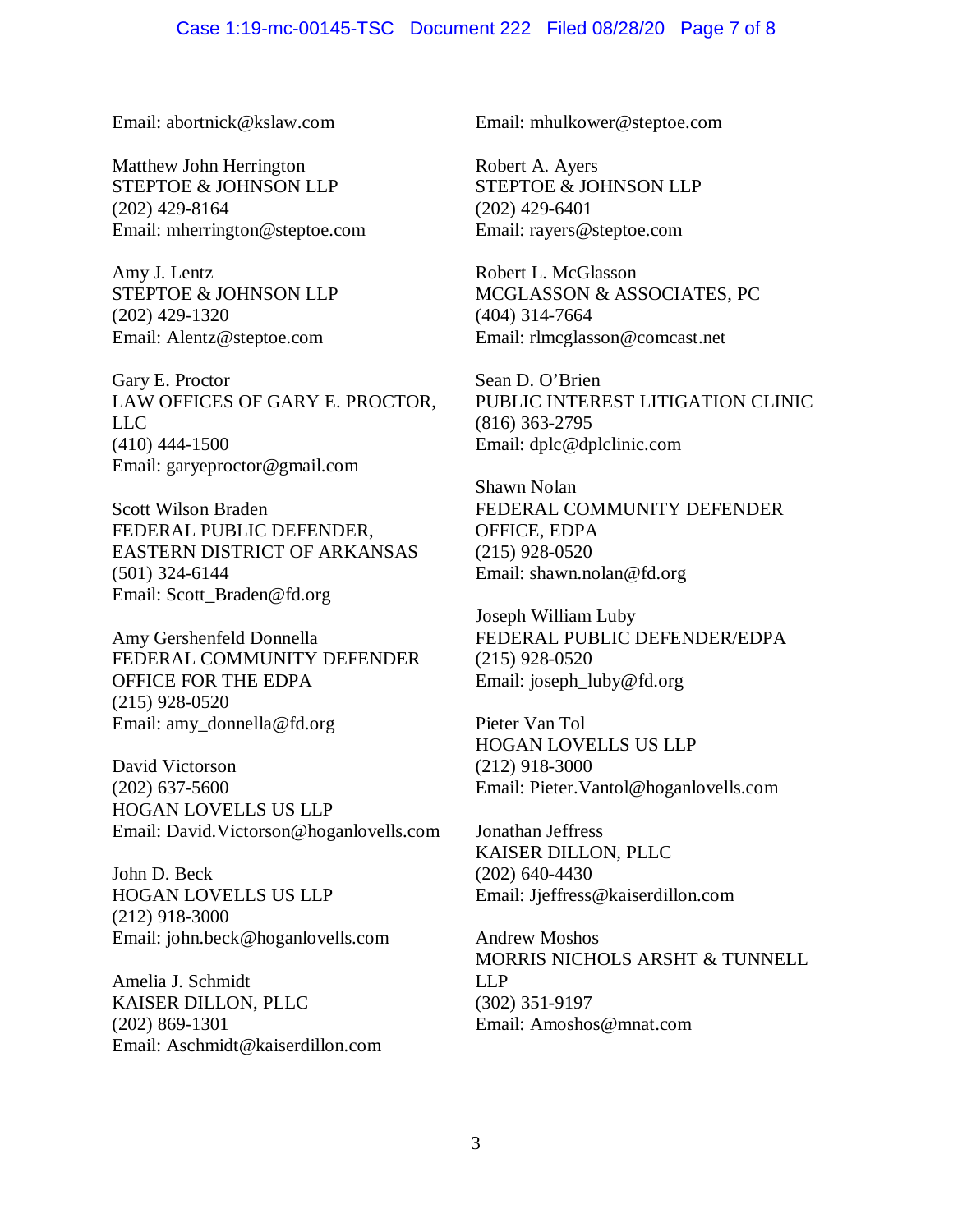Email: abortnick@kslaw.com

Matthew John Herrington
STEPTOE & JOHNSON LLP
(202) 429-8164
Email: mherrington@steptoe.com

Amy J. Lentz
STEPTOE & JOHNSON LLP
(202) 429-1320
Email: Alentz@steptoe.com

Gary E. Proctor
LAW OFFICES OF GARY E. PROCTOR, LLC
(410) 444-1500
Email: garyeproctor@gmail.com

Scott Wilson Braden
FEDERAL PUBLIC DEFENDER, EASTERN DISTRICT OF ARKANSAS
(501) 324-6144
Email: Scott_Braden@fd.org

Amy Gershenfeld Donnella
FEDERAL COMMUNITY DEFENDER OFFICE FOR THE EDPA
(215) 928-0520
Email: amy_donnella@fd.org

David Victorson
(202) 637-5600
HOGAN LOVELLS US LLP
Email: David.Victorson@hoganlovells.com

John D. Beck
HOGAN LOVELLS US LLP
(212) 918-3000
Email: john.beck@hoganlovells.com

Amelia J. Schmidt
KAISER DILLON, PLLC
(202) 869-1301
Email: Aschmidt@kaiserdillon.com

Email: mhulkower@steptoe.com

Robert A. Ayers
STEPTOE & JOHNSON LLP
(202) 429-6401
Email: rayers@steptoe.com

Robert L. McGlasson
MCGLASSON & ASSOCIATES, PC
(404) 314-7664
Email: rlmcglasson@comcast.net

Sean D. O'Brien
PUBLIC INTEREST LITIGATION CLINIC
(816) 363-2795
Email: dplc@dplclinic.com

Shawn Nolan
FEDERAL COMMUNITY DEFENDER OFFICE, EDPA
(215) 928-0520
Email: shawn.nolan@fd.org

Joseph William Luby
FEDERAL PUBLIC DEFENDER/EDPA
(215) 928-0520
Email: joseph_luby@fd.org

Pieter Van Tol
HOGAN LOVELLS US LLP
(212) 918-3000
Email: Pieter.Vantol@hoganlovells.com

Jonathan Jeffress
KAISER DILLON, PLLC
(202) 640-4430
Email: Jjeffress@kaiserdillon.com

Andrew Moshos
MORRIS NICHOLS ARSHT & TUNNELL LLP
(302) 351-9197
Email: Amoshos@mnat.com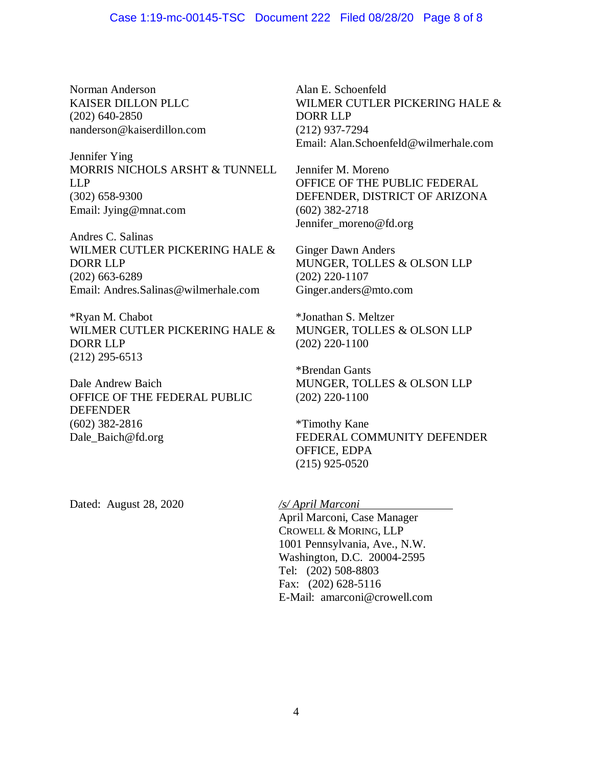Norman Anderson
KAISER DILLON PLLC
(202) 640-2850
nanderson@kaiserdillon.com

Jennifer Ying
MORRIS NICHOLS ARSHT & TUNNELL LLP
(302) 658-9300
Email: Jying@mnat.com

Andres C. Salinas
WILMER CUTLER PICKERING HALE & DORR LLP
(202) 663-6289
Email: Andres.Salinas@wilmerhale.com

*Ryan M. Chabot
WILMER CUTLER PICKERING HALE & DORR LLP
(212) 295-6513

Dale Andrew Baich
OFFICE OF THE FEDERAL PUBLIC DEFENDER
(602) 382-2816
Dale_Baich@fd.org

Alan E. Schoenfeld
WILMER CUTLER PICKERING HALE & DORR LLP
(212) 937-7294
Email: Alan.Schoenfeld@wilmerhale.com

Jennifer M. Moreno
OFFICE OF THE PUBLIC FEDERAL DEFENDER, DISTRICT OF ARIZONA
(602) 382-2718
Jennifer_moreno@fd.org

Ginger Dawn Anders
MUNGER, TOLLES & OLSON LLP
(202) 220-1107
Ginger.anders@mto.com

*Jonathan S. Meltzer
MUNGER, TOLLES & OLSON LLP
(202) 220-1100

*Brendan Gants
MUNGER, TOLLES & OLSON LLP
(202) 220-1100

*Timothy Kane
FEDERAL COMMUNITY DEFENDER OFFICE, EDPA
(215) 925-0520

Dated: August 28, 2020

*/s/ April Marconi*
April Marconi, Case Manager
CROWELL & MORING, LLP
1001 Pennsylvania, Ave., N.W.
Washington, D.C. 20004-2595
Tel: (202) 508-8803
Fax: (202) 628-5116
E-Mail: amarconi@crowell.com